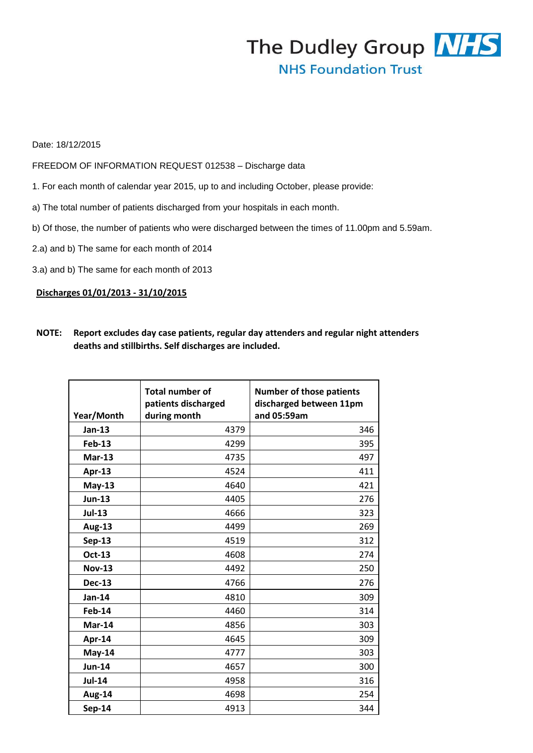The Dudley Group **NHS**
NHS Foundation Trust

Date: 18/12/2015

FREEDOM OF INFORMATION REQUEST 012538 – Discharge data

1. For each month of calendar year 2015, up to and including October, please provide:

a) The total number of patients discharged from your hospitals in each month.

b) Of those, the number of patients who were discharged between the times of 11.00pm and 5.59am.

2.a) and b) The same for each month of 2014

3.a) and b) The same for each month of 2013

**<u>Discharges 01/01/2013 - 31/10/2015</u>**

**NOTE: Report excludes day case patients, regular day attenders and regular night attenders deaths and stillbirths. Self discharges are included.**

| Year/Month | Total number of patients discharged during month | Number of those patients discharged between 11pm and 05:59am |
|---|---|---|
| **Jan-13** | 4379 | 346 |
| **Feb-13** | 4299 | 395 |
| **Mar-13** | 4735 | 497 |
| **Apr-13** | 4524 | 411 |
| **May-13** | 4640 | 421 |
| **Jun-13** | 4405 | 276 |
| **Jul-13** | 4666 | 323 |
| **Aug-13** | 4499 | 269 |
| **Sep-13** | 4519 | 312 |
| **Oct-13** | 4608 | 274 |
| **Nov-13** | 4492 | 250 |
| **Dec-13** | 4766 | 276 |
| **Jan-14** | 4810 | 309 |
| **Feb-14** | 4460 | 314 |
| **Mar-14** | 4856 | 303 |
| **Apr-14** | 4645 | 309 |
| **May-14** | 4777 | 303 |
| **Jun-14** | 4657 | 300 |
| **Jul-14** | 4958 | 316 |
| **Aug-14** | 4698 | 254 |
| **Sep-14** | 4913 | 344 |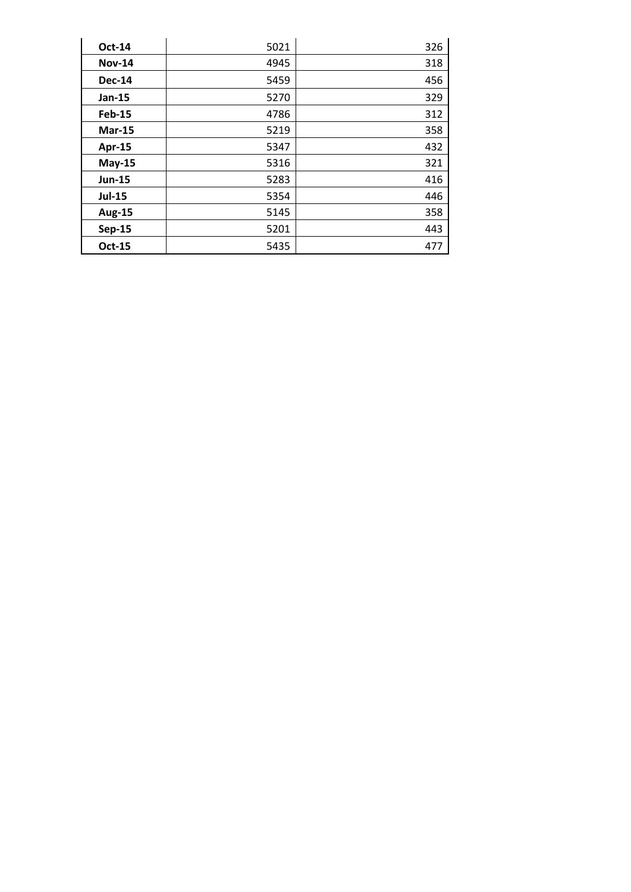| | | |
|---|---|---|
| **Oct-14** | 5021 | 326 |
| **Nov-14** | 4945 | 318 |
| **Dec-14** | 5459 | 456 |
| **Jan-15** | 5270 | 329 |
| **Feb-15** | 4786 | 312 |
| **Mar-15** | 5219 | 358 |
| **Apr-15** | 5347 | 432 |
| **May-15** | 5316 | 321 |
| **Jun-15** | 5283 | 416 |
| **Jul-15** | 5354 | 446 |
| **Aug-15** | 5145 | 358 |
| **Sep-15** | 5201 | 443 |
| **Oct-15** | 5435 | 477 |